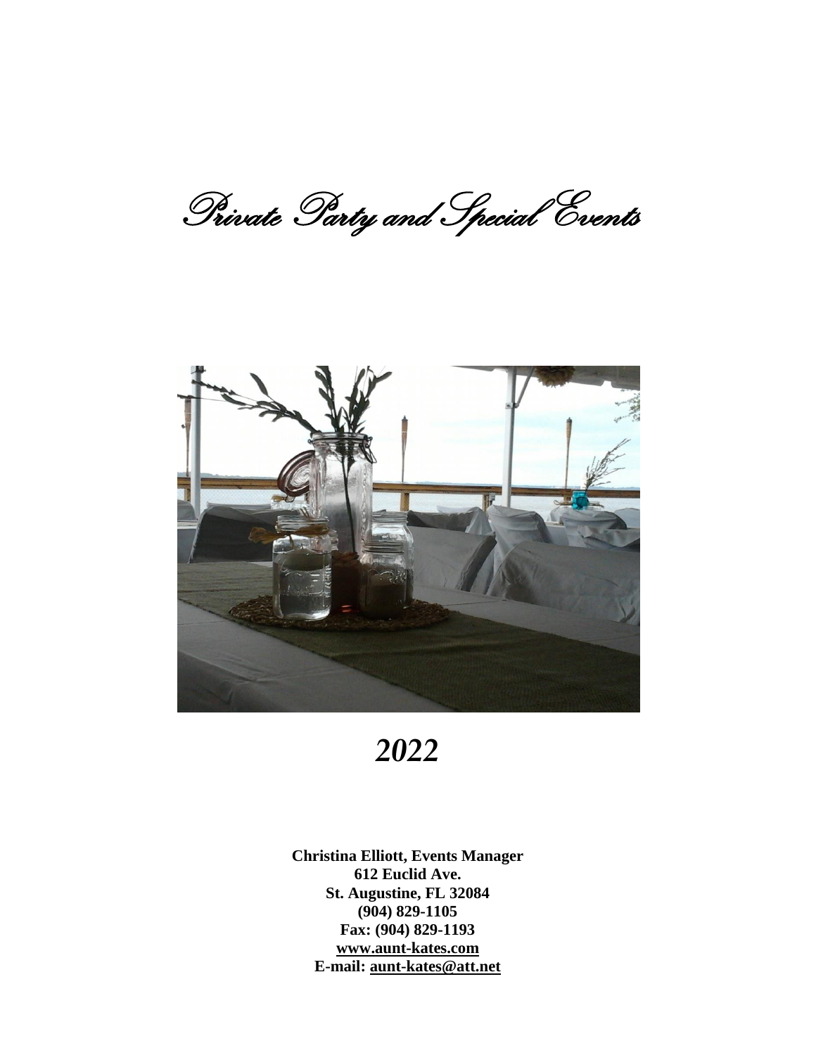# *Private Party and Special Events*

## *2022*

**Christina Elliott, Events Manager**
**612 Euclid Ave.**
**St. Augustine, FL 32084**
**(904) 829-1105**
**Fax: (904) 829-1193**
**www.aunt-kates.com**
**E-mail: aunt-kates@att.net**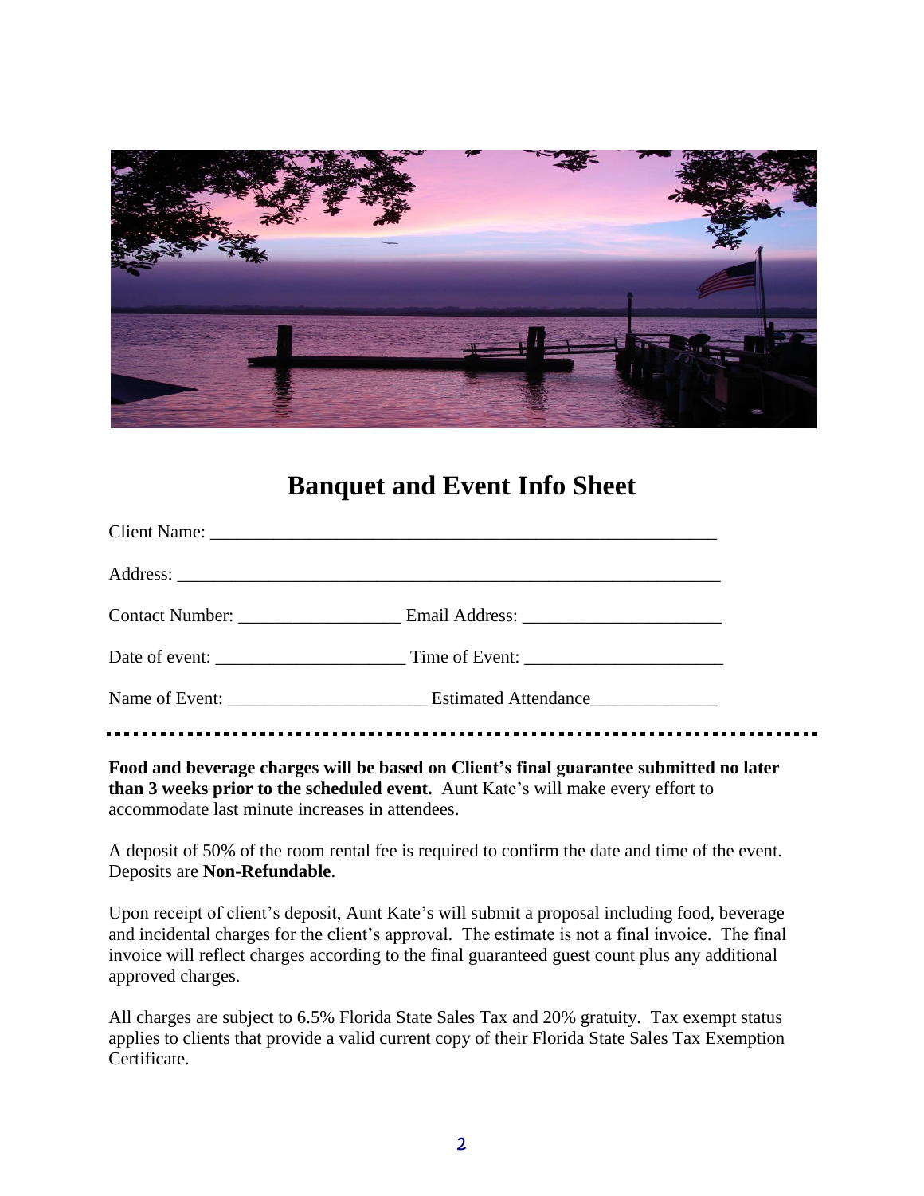# Banquet and Event Info Sheet

Client Name: ___________________________________________________________

Address: _______________________________________________________________

Contact Number: __________________ Email Address: ______________________

Date of event: _____________________ Time of Event: ______________________

Name of Event: ______________________ Estimated Attendance______________

---

**Food and beverage charges will be based on Client's final guarantee submitted no later than 3 weeks prior to the scheduled event.** Aunt Kate's will make every effort to accommodate last minute increases in attendees.

A deposit of 50% of the room rental fee is required to confirm the date and time of the event. Deposits are **Non-Refundable**.

Upon receipt of client's deposit, Aunt Kate's will submit a proposal including food, beverage and incidental charges for the client's approval. The estimate is not a final invoice. The final invoice will reflect charges according to the final guaranteed guest count plus any additional approved charges.

All charges are subject to 6.5% Florida State Sales Tax and 20% gratuity. Tax exempt status applies to clients that provide a valid current copy of their Florida State Sales Tax Exemption Certificate.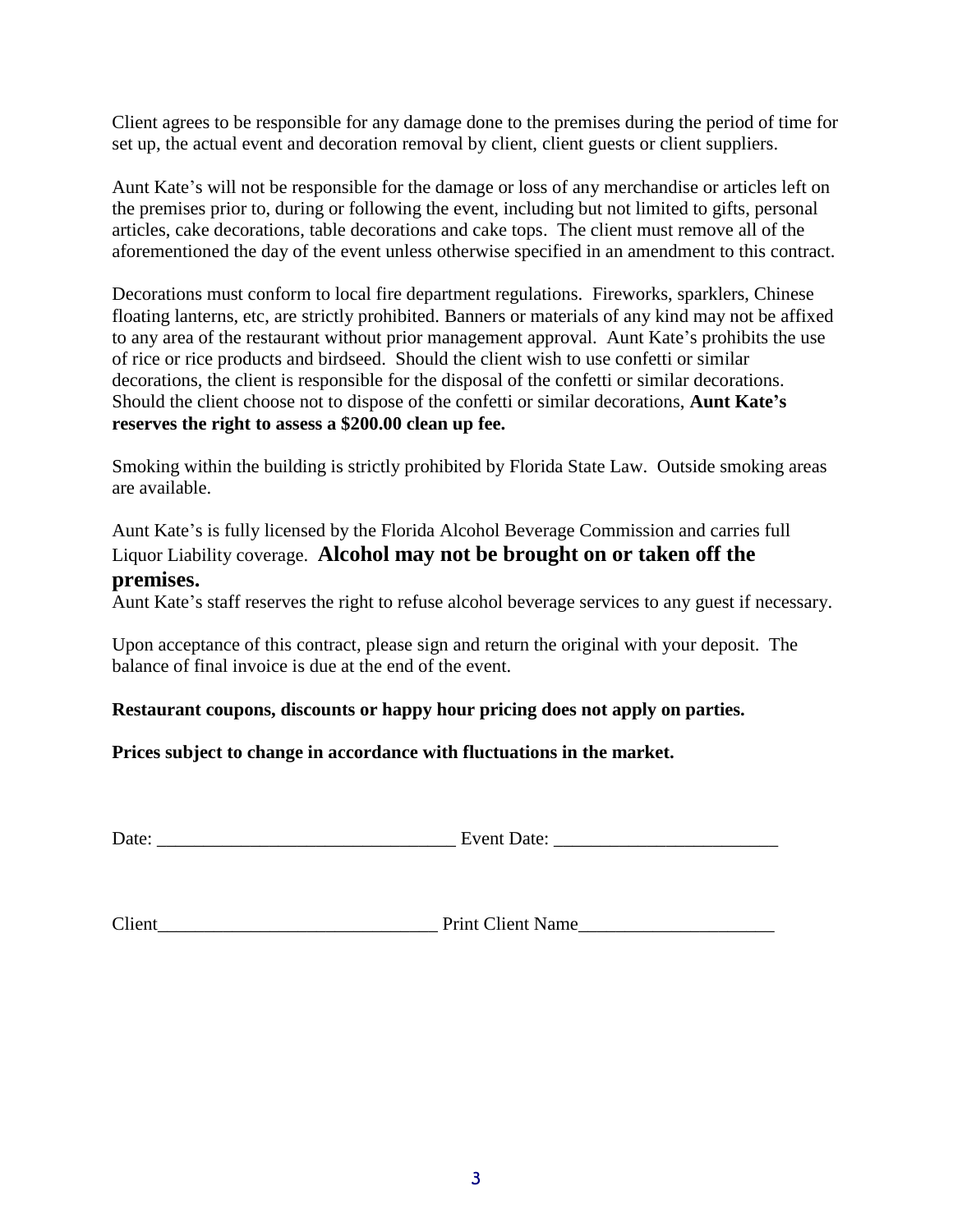Client agrees to be responsible for any damage done to the premises during the period of time for set up, the actual event and decoration removal by client, client guests or client suppliers.

Aunt Kate's will not be responsible for the damage or loss of any merchandise or articles left on the premises prior to, during or following the event, including but not limited to gifts, personal articles, cake decorations, table decorations and cake tops. The client must remove all of the aforementioned the day of the event unless otherwise specified in an amendment to this contract.

Decorations must conform to local fire department regulations. Fireworks, sparklers, Chinese floating lanterns, etc, are strictly prohibited. Banners or materials of any kind may not be affixed to any area of the restaurant without prior management approval. Aunt Kate's prohibits the use of rice or rice products and birdseed. Should the client wish to use confetti or similar decorations, the client is responsible for the disposal of the confetti or similar decorations. Should the client choose not to dispose of the confetti or similar decorations, **Aunt Kate's reserves the right to assess a $200.00 clean up fee.**

Smoking within the building is strictly prohibited by Florida State Law. Outside smoking areas are available.

Aunt Kate's is fully licensed by the Florida Alcohol Beverage Commission and carries full Liquor Liability coverage. **Alcohol may not be brought on or taken off the premises.**
Aunt Kate's staff reserves the right to refuse alcohol beverage services to any guest if necessary.

Upon acceptance of this contract, please sign and return the original with your deposit. The balance of final invoice is due at the end of the event.

**Restaurant coupons, discounts or happy hour pricing does not apply on parties.**

**Prices subject to change in accordance with fluctuations in the market.**

Date: ________________________________ Event Date: ________________________

Client______________________________ Print Client Name_____________________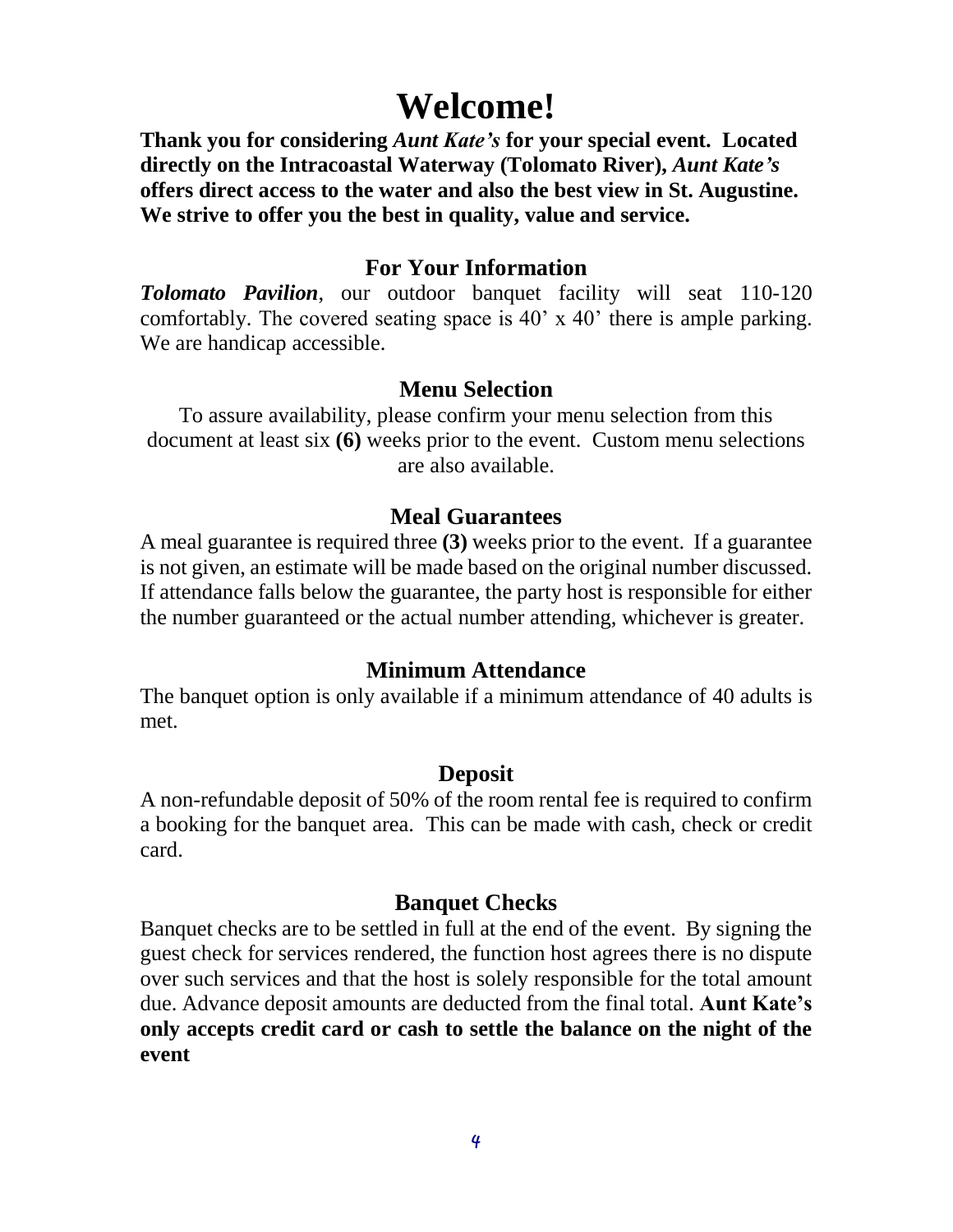# Welcome!

**Thank you for considering *Aunt Kate's* for your special event. Located directly on the Intracoastal Waterway (Tolomato River), *Aunt Kate's* offers direct access to the water and also the best view in St. Augustine. We strive to offer you the best in quality, value and service.**

## For Your Information

***Tolomato Pavilion***, our outdoor banquet facility will seat 110-120 comfortably. The covered seating space is 40' x 40' there is ample parking. We are handicap accessible.

## Menu Selection

To assure availability, please confirm your menu selection from this document at least six **(6)** weeks prior to the event. Custom menu selections are also available.

## Meal Guarantees

A meal guarantee is required three **(3)** weeks prior to the event. If a guarantee is not given, an estimate will be made based on the original number discussed. If attendance falls below the guarantee, the party host is responsible for either the number guaranteed or the actual number attending, whichever is greater.

## Minimum Attendance

The banquet option is only available if a minimum attendance of 40 adults is met.

## Deposit

A non-refundable deposit of 50% of the room rental fee is required to confirm a booking for the banquet area. This can be made with cash, check or credit card.

## Banquet Checks

Banquet checks are to be settled in full at the end of the event. By signing the guest check for services rendered, the function host agrees there is no dispute over such services and that the host is solely responsible for the total amount due. Advance deposit amounts are deducted from the final total. **Aunt Kate's only accepts credit card or cash to settle the balance on the night of the event**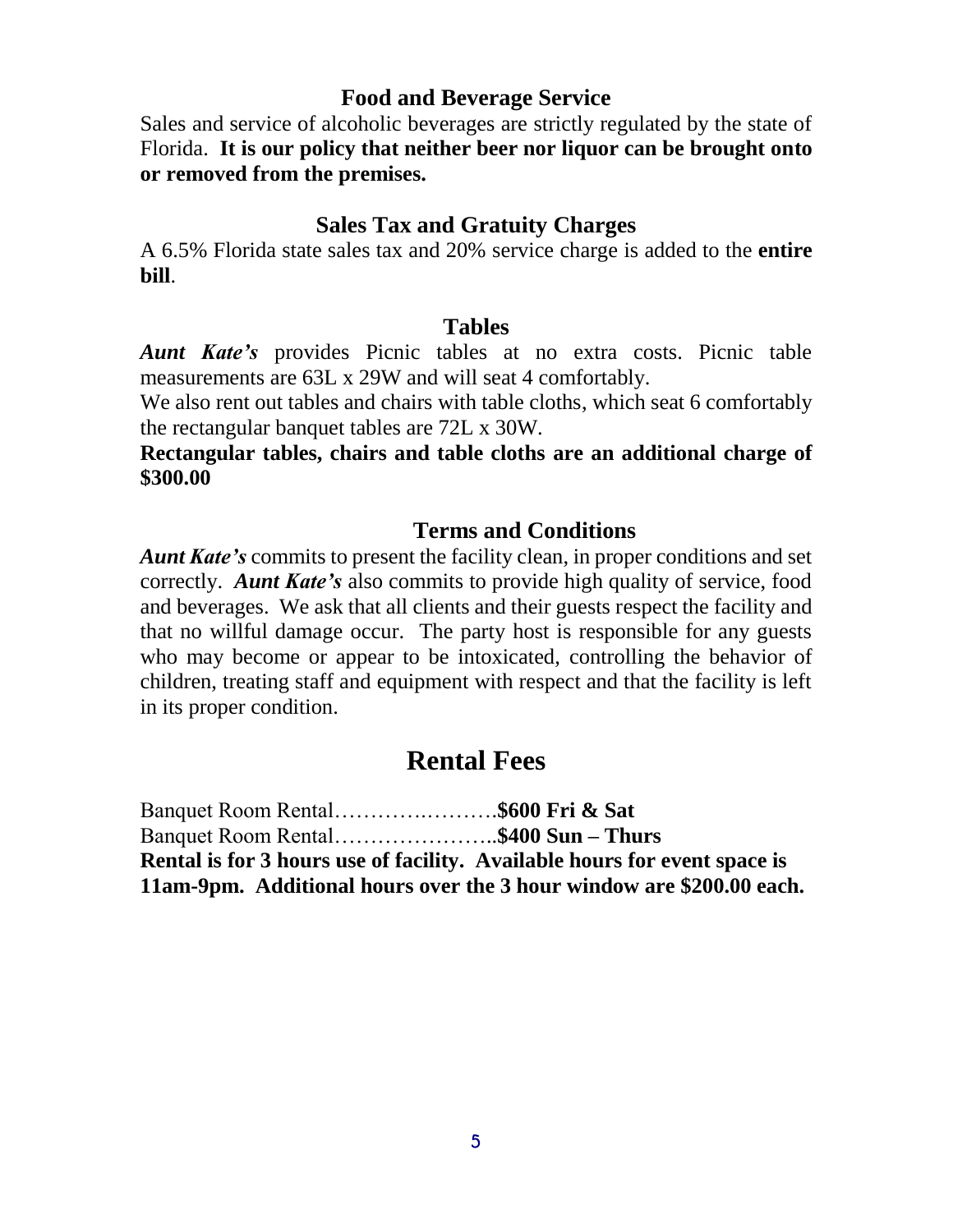## Food and Beverage Service

Sales and service of alcoholic beverages are strictly regulated by the state of Florida. **It is our policy that neither beer nor liquor can be brought onto or removed from the premises.**

## Sales Tax and Gratuity Charges

A 6.5% Florida state sales tax and 20% service charge is added to the **entire bill**.

## Tables

***Aunt Kate's*** provides Picnic tables at no extra costs. Picnic table measurements are 63L x 29W and will seat 4 comfortably.

We also rent out tables and chairs with table cloths, which seat 6 comfortably the rectangular banquet tables are 72L x 30W.

**Rectangular tables, chairs and table cloths are an additional charge of $300.00**

## Terms and Conditions

***Aunt Kate's*** commits to present the facility clean, in proper conditions and set correctly. ***Aunt Kate's*** also commits to provide high quality of service, food and beverages. We ask that all clients and their guests respect the facility and that no willful damage occur. The party host is responsible for any guests who may become or appear to be intoxicated, controlling the behavior of children, treating staff and equipment with respect and that the facility is left in its proper condition.

# Rental Fees

Banquet Room Rental…………..……….**$600 Fri & Sat**

Banquet Room Rental…………………..**$400 Sun – Thurs**

**Rental is for 3 hours use of facility. Available hours for event space is 11am-9pm. Additional hours over the 3 hour window are $200.00 each.**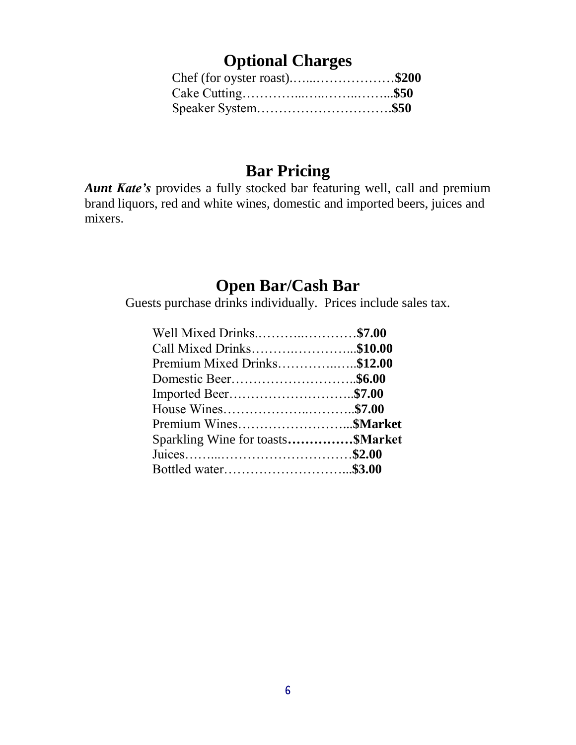## Optional Charges

Chef (for oyster roast)……..………………**$200**
Cake Cutting…………...…..……..……...**$50**
Speaker System………………………….**$50**

## Bar Pricing

***Aunt Kate's*** provides a fully stocked bar featuring well, call and premium brand liquors, red and white wines, domestic and imported beers, juices and mixers.

## Open Bar/Cash Bar

Guests purchase drinks individually. Prices include sales tax.

Well Mixed Drinks.………..…………**$7.00**
Call Mixed Drinks……….…………...**$10.00**
Premium Mixed Drinks…………..…..**$12.00**
Domestic Beer………………………..**$6.00**
Imported Beer………………………..**$7.00**
House Wines………………..………..**$7.00**
Premium Wines……………………...**$Market**
Sparkling Wine for toasts**……………$Market**
Juices……...…………………………**$2.00**
Bottled water………………………...**$3.00**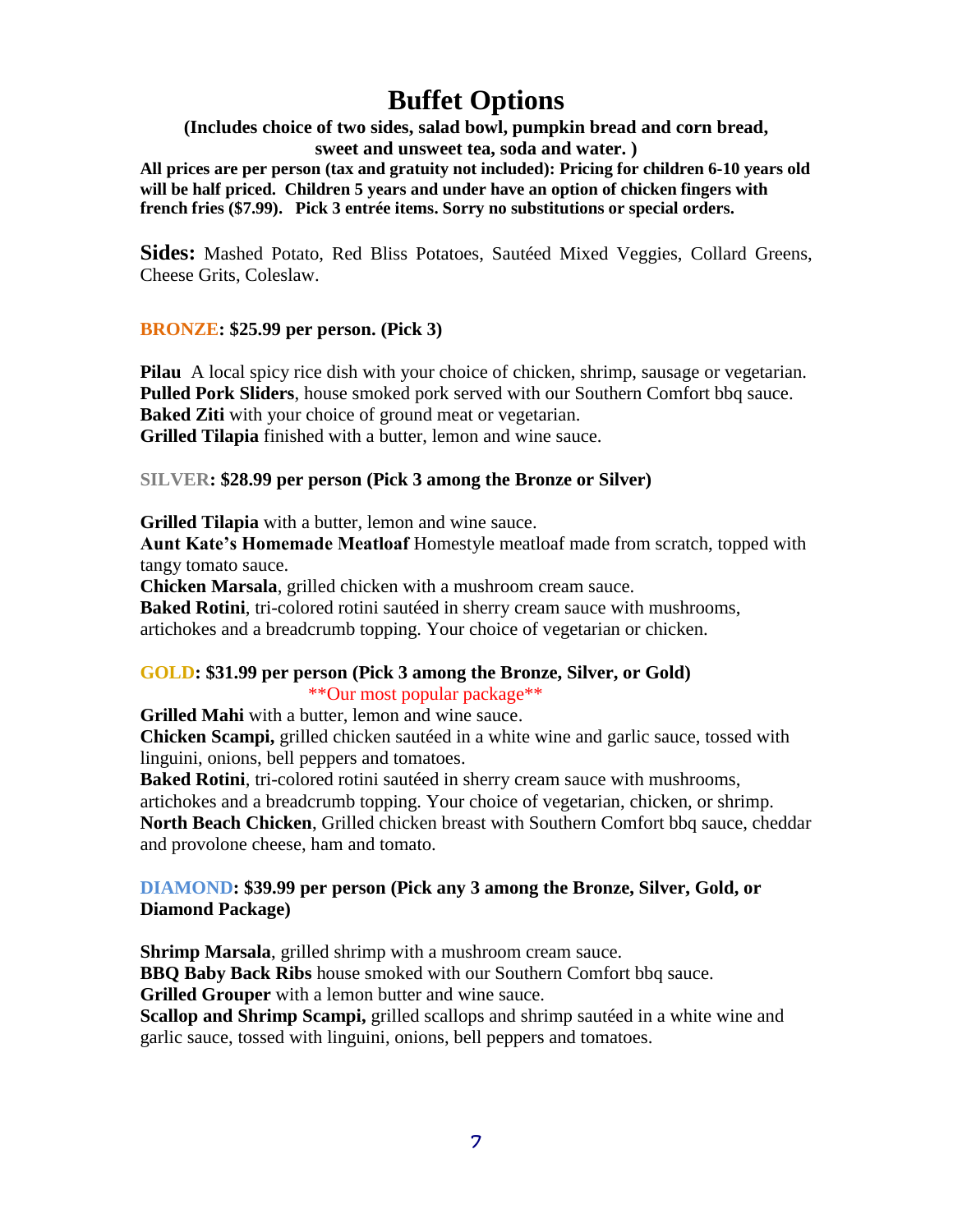# Buffet Options

**(Includes choice of two sides, salad bowl, pumpkin bread and corn bread, sweet and unsweet tea, soda and water. )**

**All prices are per person (tax and gratuity not included): Pricing for children 6-10 years old will be half priced. Children 5 years and under have an option of chicken fingers with french fries ($7.99). Pick 3 entrée items. Sorry no substitutions or special orders.**

**Sides:** Mashed Potato, Red Bliss Potatoes, Sautéed Mixed Veggies, Collard Greens, Cheese Grits, Coleslaw.

**BRONZE: $25.99 per person. (Pick 3)**

**Pilau** A local spicy rice dish with your choice of chicken, shrimp, sausage or vegetarian.
**Pulled Pork Sliders**, house smoked pork served with our Southern Comfort bbq sauce.
**Baked Ziti** with your choice of ground meat or vegetarian.
**Grilled Tilapia** finished with a butter, lemon and wine sauce.

**SILVER: $28.99 per person (Pick 3 among the Bronze or Silver)**

**Grilled Tilapia** with a butter, lemon and wine sauce.
**Aunt Kate's Homemade Meatloaf** Homestyle meatloaf made from scratch, topped with tangy tomato sauce.
**Chicken Marsala**, grilled chicken with a mushroom cream sauce.
**Baked Rotini**, tri-colored rotini sautéed in sherry cream sauce with mushrooms, artichokes and a breadcrumb topping. Your choice of vegetarian or chicken.

**GOLD: $31.99 per person (Pick 3 among the Bronze, Silver, or Gold)**
**Our most popular package**

**Grilled Mahi** with a butter, lemon and wine sauce.
**Chicken Scampi,** grilled chicken sautéed in a white wine and garlic sauce, tossed with linguini, onions, bell peppers and tomatoes.
**Baked Rotini**, tri-colored rotini sautéed in sherry cream sauce with mushrooms, artichokes and a breadcrumb topping. Your choice of vegetarian, chicken, or shrimp.
**North Beach Chicken**, Grilled chicken breast with Southern Comfort bbq sauce, cheddar and provolone cheese, ham and tomato.

**DIAMOND: $39.99 per person (Pick any 3 among the Bronze, Silver, Gold, or Diamond Package)**

**Shrimp Marsala**, grilled shrimp with a mushroom cream sauce.
**BBQ Baby Back Ribs** house smoked with our Southern Comfort bbq sauce.
**Grilled Grouper** with a lemon butter and wine sauce.
**Scallop and Shrimp Scampi,** grilled scallops and shrimp sautéed in a white wine and garlic sauce, tossed with linguini, onions, bell peppers and tomatoes.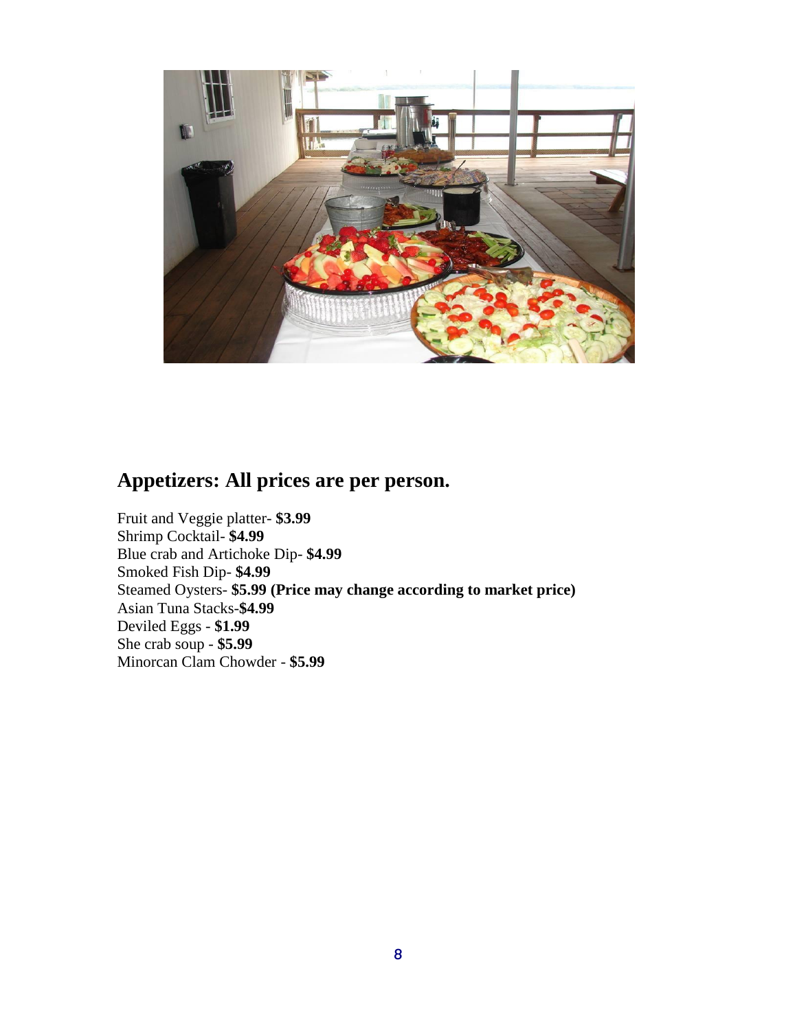## Appetizers: All prices are per person.

Fruit and Veggie platter- **$3.99**
Shrimp Cocktail- **$4.99**
Blue crab and Artichoke Dip- **$4.99**
Smoked Fish Dip- **$4.99**
Steamed Oysters- **$5.99 (Price may change according to market price)**
Asian Tuna Stacks-**$4.99**
Deviled Eggs - **$1.99**
She crab soup - **$5.99**
Minorcan Clam Chowder - **$5.99**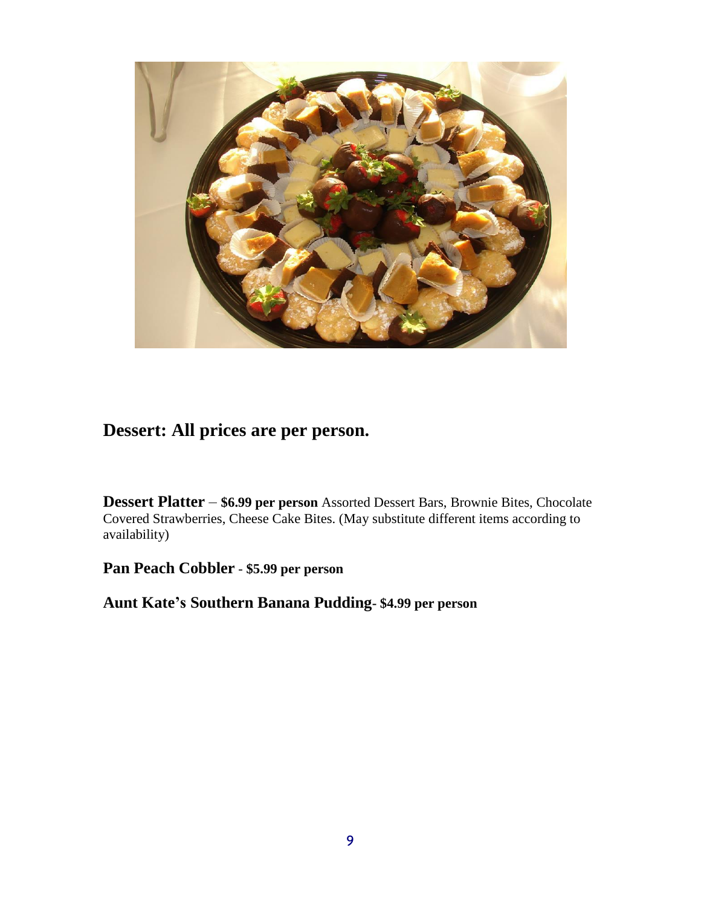## Dessert: All prices are per person.

**Dessert Platter** – **$6.99 per person** Assorted Dessert Bars, Brownie Bites, Chocolate Covered Strawberries, Cheese Cake Bites. (May substitute different items according to availability)

**Pan Peach Cobbler - $5.99 per person**

**Aunt Kate's Southern Banana Pudding- $4.99 per person**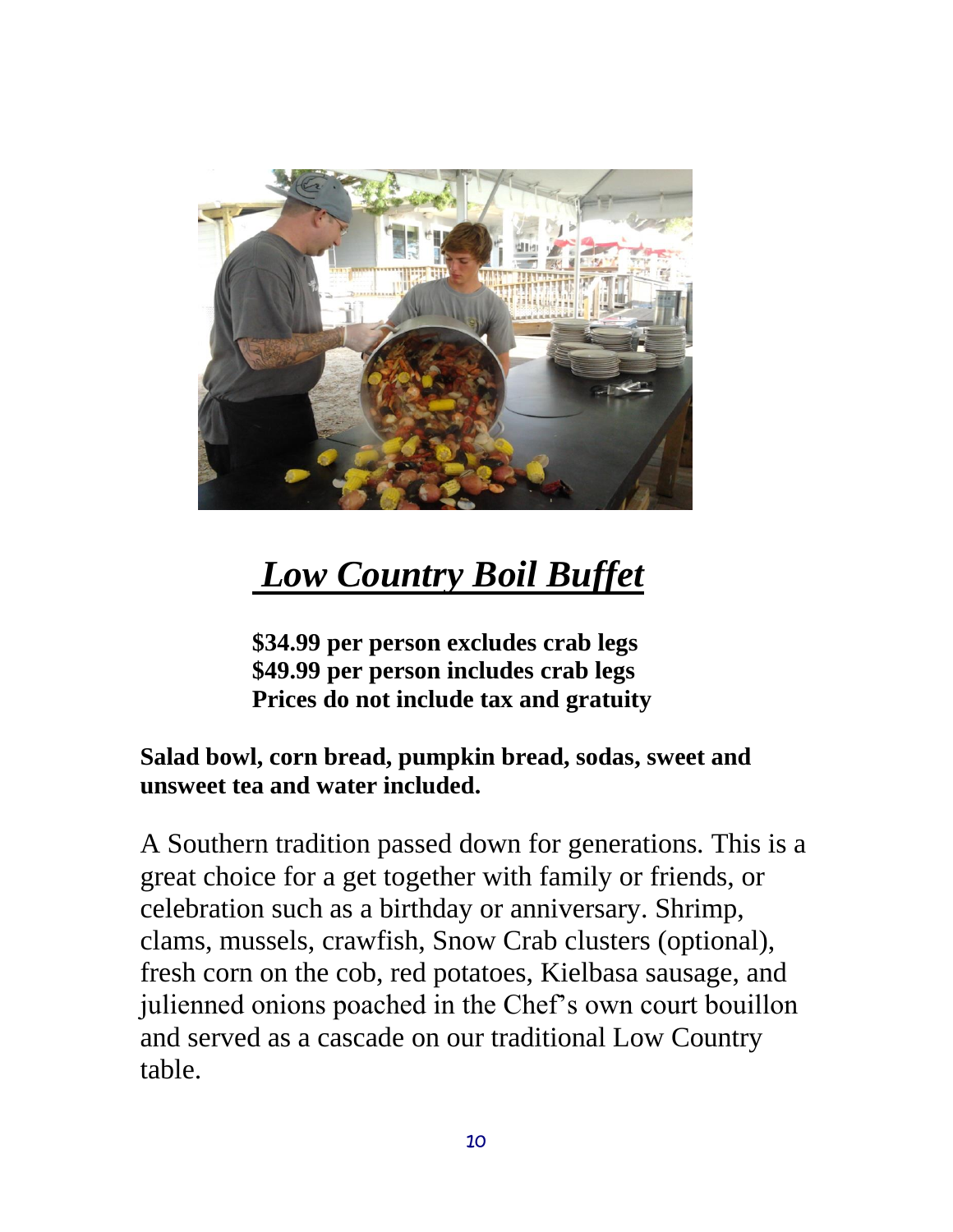# *Low Country Boil Buffet*

**$34.99 per person excludes crab legs**
**$49.99 per person includes crab legs**
**Prices do not include tax and gratuity**

**Salad bowl, corn bread, pumpkin bread, sodas, sweet and unsweet tea and water included.**

A Southern tradition passed down for generations. This is a great choice for a get together with family or friends, or celebration such as a birthday or anniversary. Shrimp, clams, mussels, crawfish, Snow Crab clusters (optional), fresh corn on the cob, red potatoes, Kielbasa sausage, and julienned onions poached in the Chef's own court bouillon and served as a cascade on our traditional Low Country table.